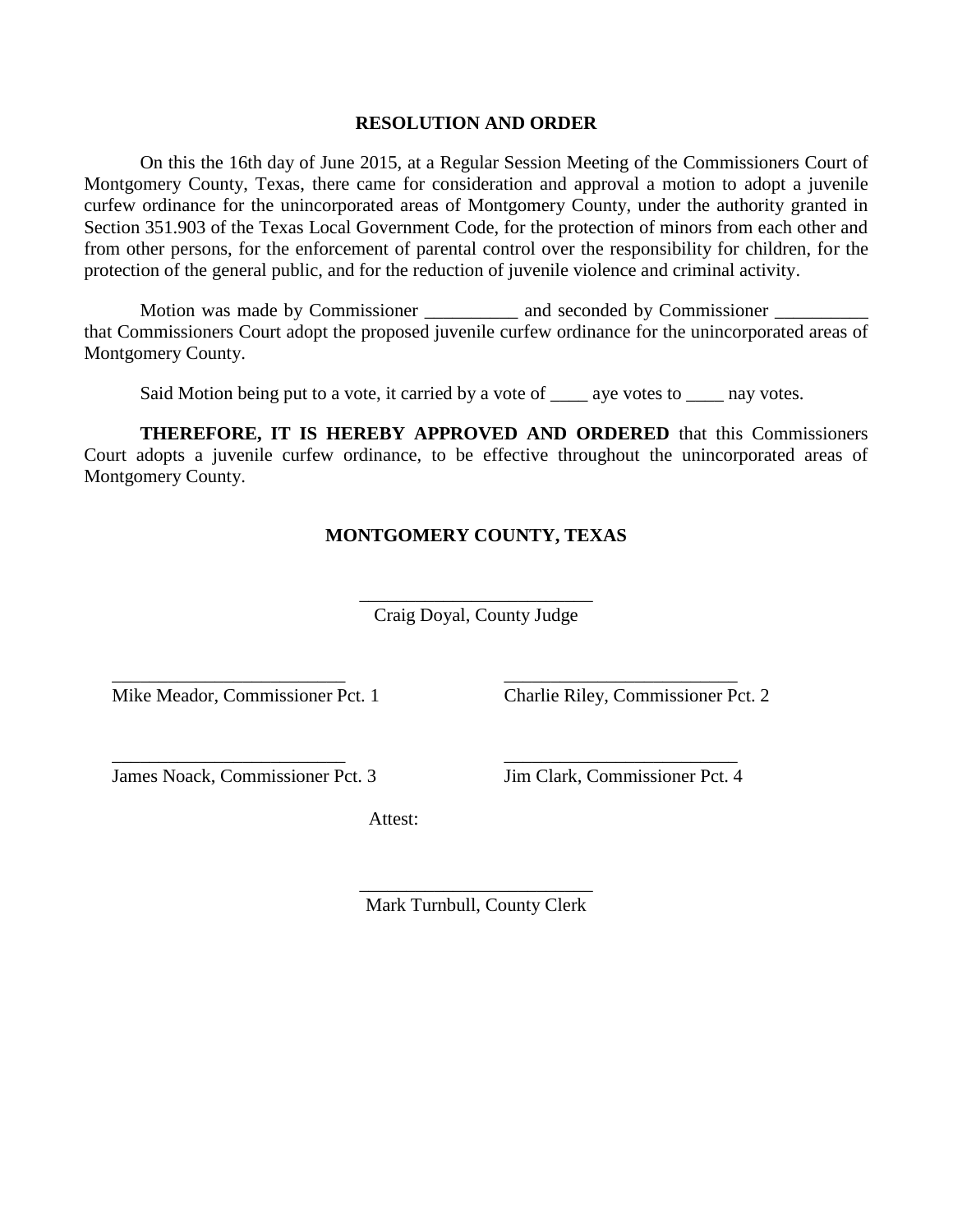**RESOLUTION AND ORDER**

On this the 16th day of June 2015, at a Regular Session Meeting of the Commissioners Court of Montgomery County, Texas, there came for consideration and approval a motion to adopt a juvenile curfew ordinance for the unincorporated areas of Montgomery County, under the authority granted in Section 351.903 of the Texas Local Government Code, for the protection of minors from each other and from other persons, for the enforcement of parental control over the responsibility for children, for the protection of the general public, and for the reduction of juvenile violence and criminal activity.

Motion was made by Commissioner __________ and seconded by Commissioner __________ that Commissioners Court adopt the proposed juvenile curfew ordinance for the unincorporated areas of Montgomery County.

Said Motion being put to a vote, it carried by a vote of ____ aye votes to ____ nay votes.

**THEREFORE, IT IS HEREBY APPROVED AND ORDERED** that this Commissioners Court adopts a juvenile curfew ordinance, to be effective throughout the unincorporated areas of Montgomery County.

**MONTGOMERY COUNTY, TEXAS**

_________________________
Craig Doyal, County Judge

_________________________
Mike Meador, Commissioner Pct. 1

_________________________
Charlie Riley, Commissioner Pct. 2

_________________________
James Noack, Commissioner Pct. 3

_________________________
Jim Clark, Commissioner Pct. 4

Attest:

_________________________
Mark Turnbull, County Clerk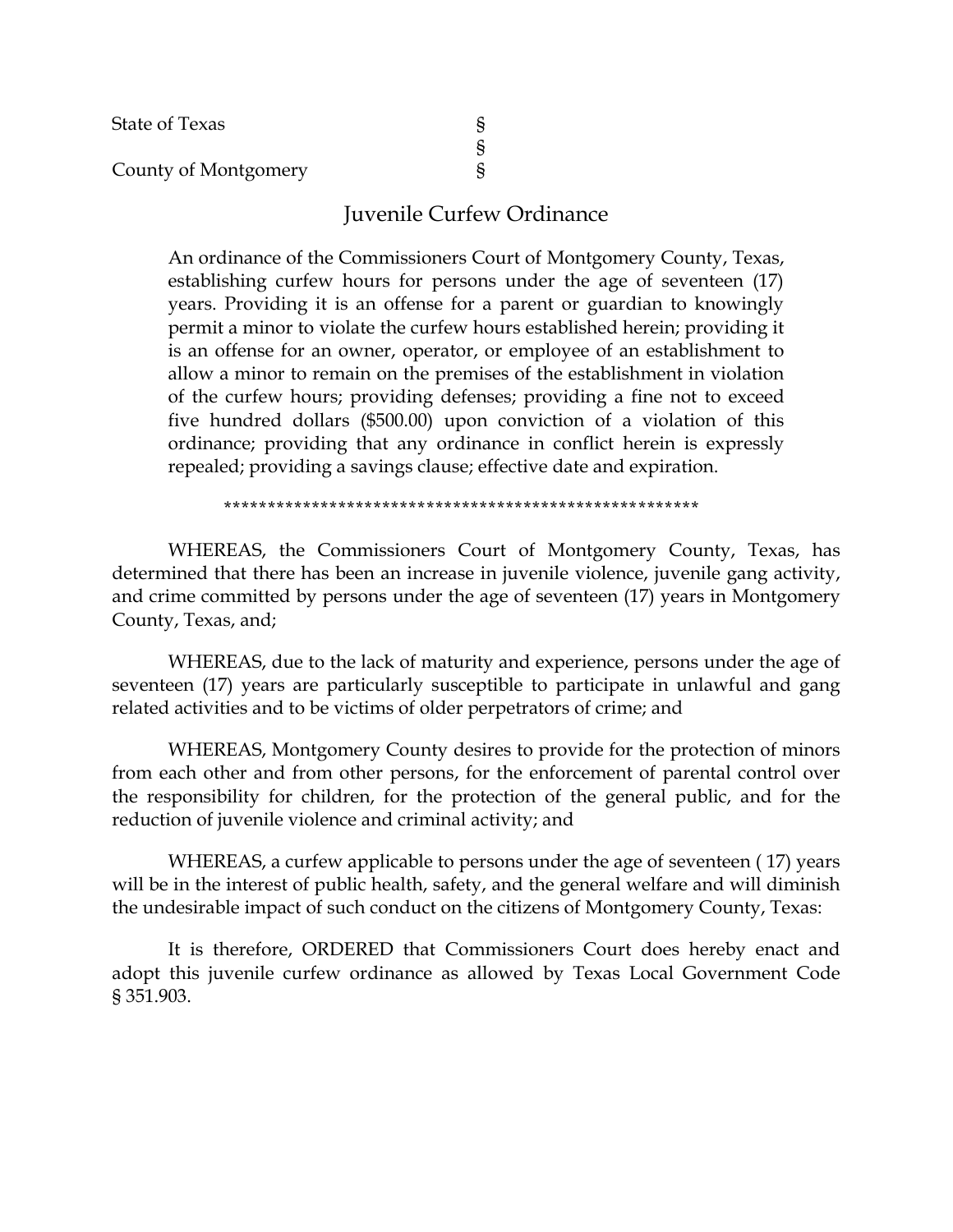State of Texas §
§
County of Montgomery §

## Juvenile Curfew Ordinance

An ordinance of the Commissioners Court of Montgomery County, Texas, establishing curfew hours for persons under the age of seventeen (17) years. Providing it is an offense for a parent or guardian to knowingly permit a minor to violate the curfew hours established herein; providing it is an offense for an owner, operator, or employee of an establishment to allow a minor to remain on the premises of the establishment in violation of the curfew hours; providing defenses; providing a fine not to exceed five hundred dollars ($500.00) upon conviction of a violation of this ordinance; providing that any ordinance in conflict herein is expressly repealed; providing a savings clause; effective date and expiration.

*****************************************************

WHEREAS, the Commissioners Court of Montgomery County, Texas, has determined that there has been an increase in juvenile violence, juvenile gang activity, and crime committed by persons under the age of seventeen (17) years in Montgomery County, Texas, and;

WHEREAS, due to the lack of maturity and experience, persons under the age of seventeen (17) years are particularly susceptible to participate in unlawful and gang related activities and to be victims of older perpetrators of crime; and

WHEREAS, Montgomery County desires to provide for the protection of minors from each other and from other persons, for the enforcement of parental control over the responsibility for children, for the protection of the general public, and for the reduction of juvenile violence and criminal activity; and

WHEREAS, a curfew applicable to persons under the age of seventeen ( 17) years will be in the interest of public health, safety, and the general welfare and will diminish the undesirable impact of such conduct on the citizens of Montgomery County, Texas:

It is therefore, ORDERED that Commissioners Court does hereby enact and adopt this juvenile curfew ordinance as allowed by Texas Local Government Code § 351.903.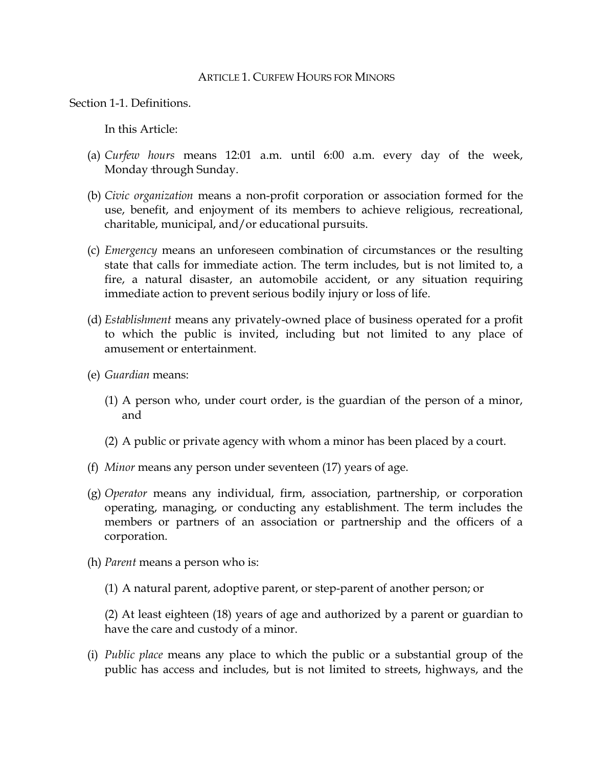## ARTICLE 1. CURFEW HOURS FOR MINORS

Section 1-1. Definitions.

In this Article:

(a) *Curfew hours* means 12:01 a.m. until 6:00 a.m. every day of the week, Monday through Sunday.

(b) *Civic organization* means a non-profit corporation or association formed for the use, benefit, and enjoyment of its members to achieve religious, recreational, charitable, municipal, and/or educational pursuits.

(c) *Emergency* means an unforeseen combination of circumstances or the resulting state that calls for immediate action. The term includes, but is not limited to, a fire, a natural disaster, an automobile accident, or any situation requiring immediate action to prevent serious bodily injury or loss of life.

(d) *Establishment* means any privately-owned place of business operated for a profit to which the public is invited, including but not limited to any place of amusement or entertainment.

(e) *Guardian* means:

   (1) A person who, under court order, is the guardian of the person of a minor, and

   (2) A public or private agency with whom a minor has been placed by a court.

(f) *Minor* means any person under seventeen (17) years of age.

(g) *Operator* means any individual, firm, association, partnership, or corporation operating, managing, or conducting any establishment. The term includes the members or partners of an association or partnership and the officers of a corporation.

(h) *Parent* means a person who is:

   (1) A natural parent, adoptive parent, or step-parent of another person; or

   (2) At least eighteen (18) years of age and authorized by a parent or guardian to have the care and custody of a minor.

(i) *Public place* means any place to which the public or a substantial group of the public has access and includes, but is not limited to streets, highways, and the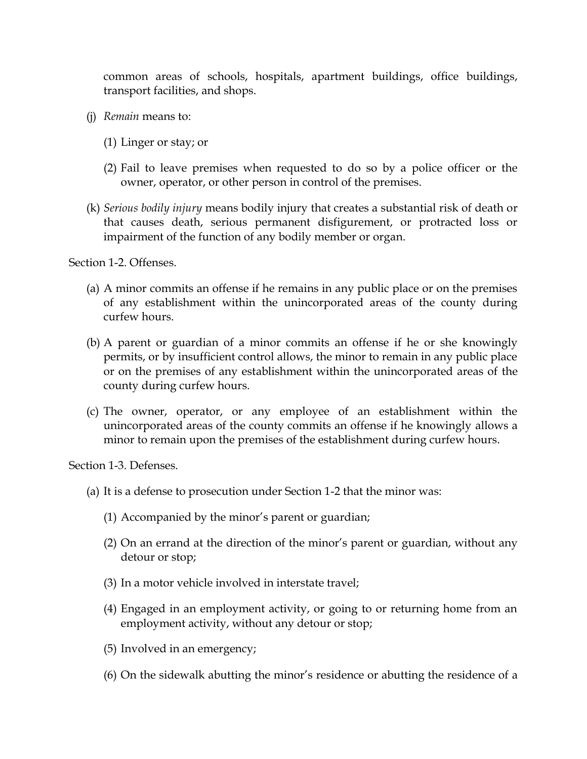common areas of schools, hospitals, apartment buildings, office buildings, transport facilities, and shops.

(j) *Remain* means to:

   (1) Linger or stay; or

   (2) Fail to leave premises when requested to do so by a police officer or the owner, operator, or other person in control of the premises.

(k) *Serious bodily injury* means bodily injury that creates a substantial risk of death or that causes death, serious permanent disfigurement, or protracted loss or impairment of the function of any bodily member or organ.

Section 1-2. Offenses.

(a) A minor commits an offense if he remains in any public place or on the premises of any establishment within the unincorporated areas of the county during curfew hours.

(b) A parent or guardian of a minor commits an offense if he or she knowingly permits, or by insufficient control allows, the minor to remain in any public place or on the premises of any establishment within the unincorporated areas of the county during curfew hours.

(c) The owner, operator, or any employee of an establishment within the unincorporated areas of the county commits an offense if he knowingly allows a minor to remain upon the premises of the establishment during curfew hours.

Section 1-3. Defenses.

(a) It is a defense to prosecution under Section 1-2 that the minor was:

   (1) Accompanied by the minor's parent or guardian;

   (2) On an errand at the direction of the minor's parent or guardian, without any detour or stop;

   (3) In a motor vehicle involved in interstate travel;

   (4) Engaged in an employment activity, or going to or returning home from an employment activity, without any detour or stop;

   (5) Involved in an emergency;

   (6) On the sidewalk abutting the minor's residence or abutting the residence of a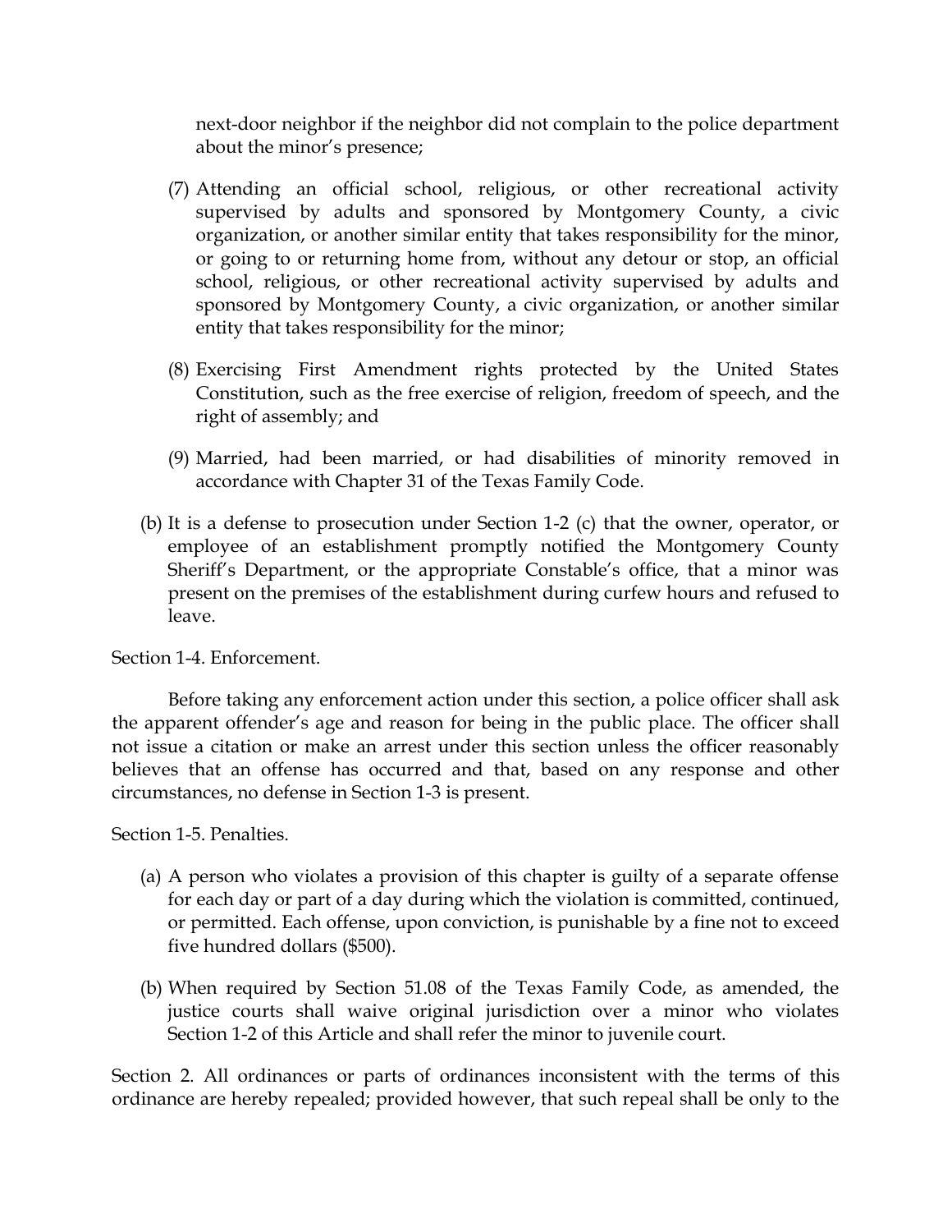next-door neighbor if the neighbor did not complain to the police department about the minor's presence;

(7) Attending an official school, religious, or other recreational activity supervised by adults and sponsored by Montgomery County, a civic organization, or another similar entity that takes responsibility for the minor, or going to or returning home from, without any detour or stop, an official school, religious, or other recreational activity supervised by adults and sponsored by Montgomery County, a civic organization, or another similar entity that takes responsibility for the minor;

(8) Exercising First Amendment rights protected by the United States Constitution, such as the free exercise of religion, freedom of speech, and the right of assembly; and

(9) Married, had been married, or had disabilities of minority removed in accordance with Chapter 31 of the Texas Family Code.

(b) It is a defense to prosecution under Section 1-2 (c) that the owner, operator, or employee of an establishment promptly notified the Montgomery County Sheriff's Department, or the appropriate Constable's office, that a minor was present on the premises of the establishment during curfew hours and refused to leave.

Section 1-4. Enforcement.

Before taking any enforcement action under this section, a police officer shall ask the apparent offender's age and reason for being in the public place. The officer shall not issue a citation or make an arrest under this section unless the officer reasonably believes that an offense has occurred and that, based on any response and other circumstances, no defense in Section 1-3 is present.

Section 1-5. Penalties.

(a) A person who violates a provision of this chapter is guilty of a separate offense for each day or part of a day during which the violation is committed, continued, or permitted. Each offense, upon conviction, is punishable by a fine not to exceed five hundred dollars ($500).

(b) When required by Section 51.08 of the Texas Family Code, as amended, the justice courts shall waive original jurisdiction over a minor who violates Section 1-2 of this Article and shall refer the minor to juvenile court.

Section 2. All ordinances or parts of ordinances inconsistent with the terms of this ordinance are hereby repealed; provided however, that such repeal shall be only to the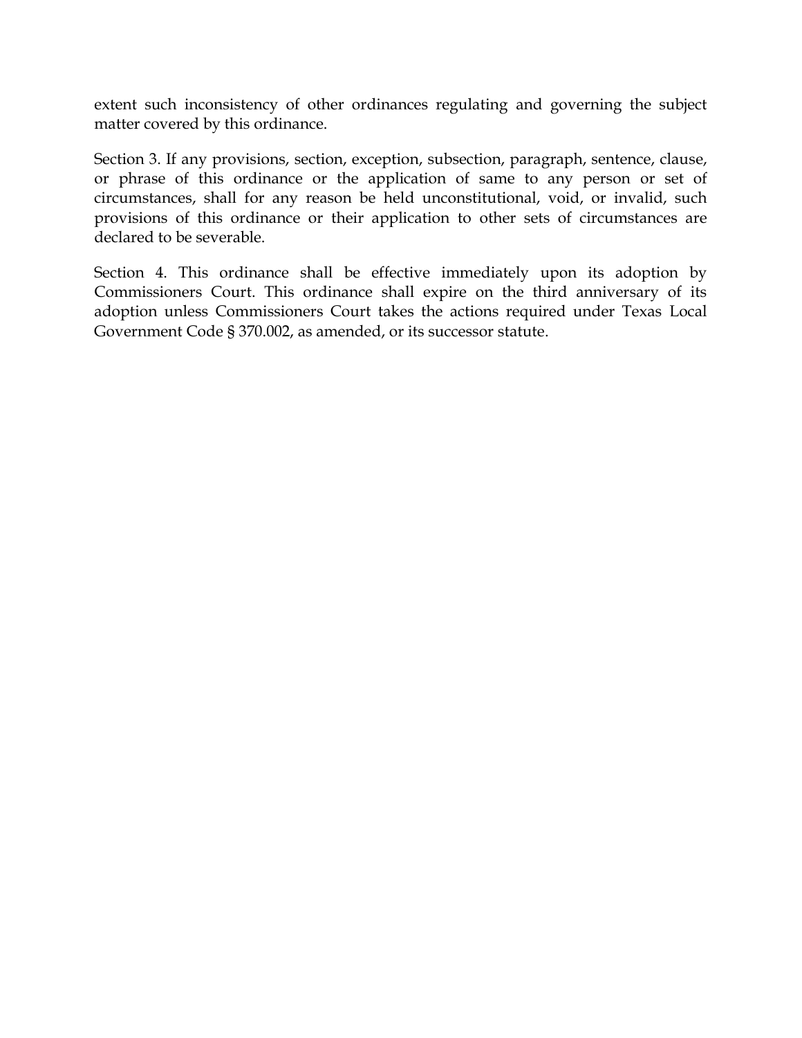extent such inconsistency of other ordinances regulating and governing the subject matter covered by this ordinance.

Section 3. If any provisions, section, exception, subsection, paragraph, sentence, clause, or phrase of this ordinance or the application of same to any person or set of circumstances, shall for any reason be held unconstitutional, void, or invalid, such provisions of this ordinance or their application to other sets of circumstances are declared to be severable.

Section 4. This ordinance shall be effective immediately upon its adoption by Commissioners Court. This ordinance shall expire on the third anniversary of its adoption unless Commissioners Court takes the actions required under Texas Local Government Code § 370.002, as amended, or its successor statute.